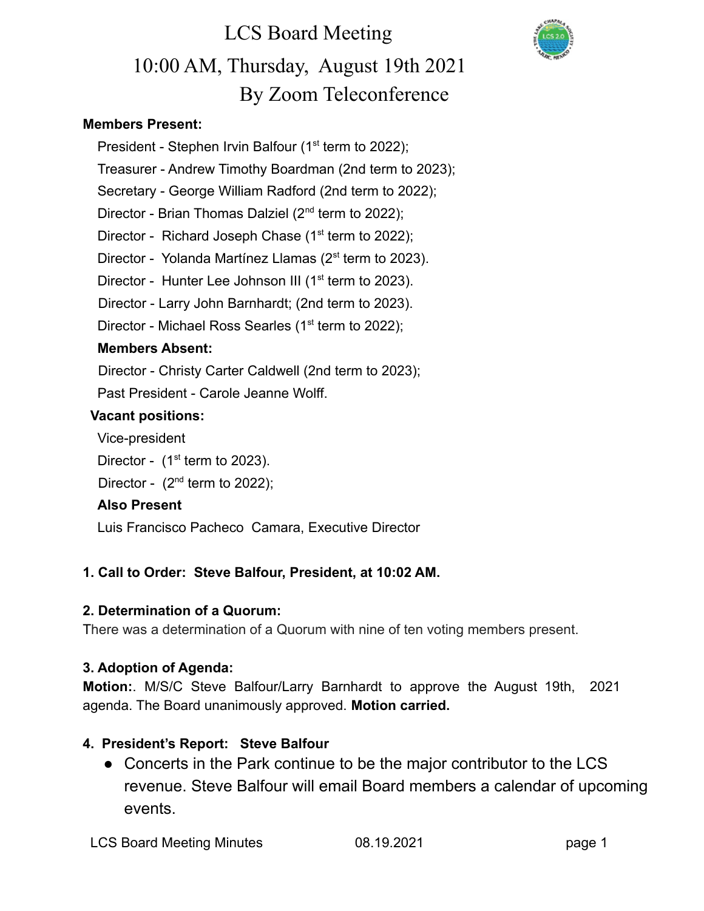# LCS Board Meeting

# 10:00 AM, Thursday, August 19th 2021

# By Zoom Teleconference

**Members Present:**

President - Stephen Irvin Balfour (1st term to 2022);

Treasurer - Andrew Timothy Boardman (2nd term to 2023);

Secretary - George William Radford (2nd term to 2022);

Director - Brian Thomas Dalziel (2nd term to 2022);

Director - Richard Joseph Chase (1st term to 2022);

Director - Yolanda Martínez Llamas (2st term to 2023).

Director - Hunter Lee Johnson III (1st term to 2023).

Director - Larry John Barnhardt; (2nd term to 2023).

Director - Michael Ross Searles (1st term to 2022);

**Members Absent:**

Director - Christy Carter Caldwell (2nd term to 2023);

Past President - Carole Jeanne Wolff.

**Vacant positions:**

Vice-president

Director - (1st term to 2023).

Director - (2nd term to 2022);

**Also Present**

Luis Francisco Pacheco Camara, Executive Director

**1. Call to Order: Steve Balfour, President, at 10:02 AM.**

**2. Determination of a Quorum:**

There was a determination of a Quorum with nine of ten voting members present.

**3. Adoption of Agenda:**

**Motion:**. M/S/C Steve Balfour/Larry Barnhardt to approve the August 19th, 2021 agenda. The Board unanimously approved. **Motion carried.**

**4. President's Report: Steve Balfour**

- Concerts in the Park continue to be the major contributor to the LCS revenue. Steve Balfour will email Board members a calendar of upcoming events.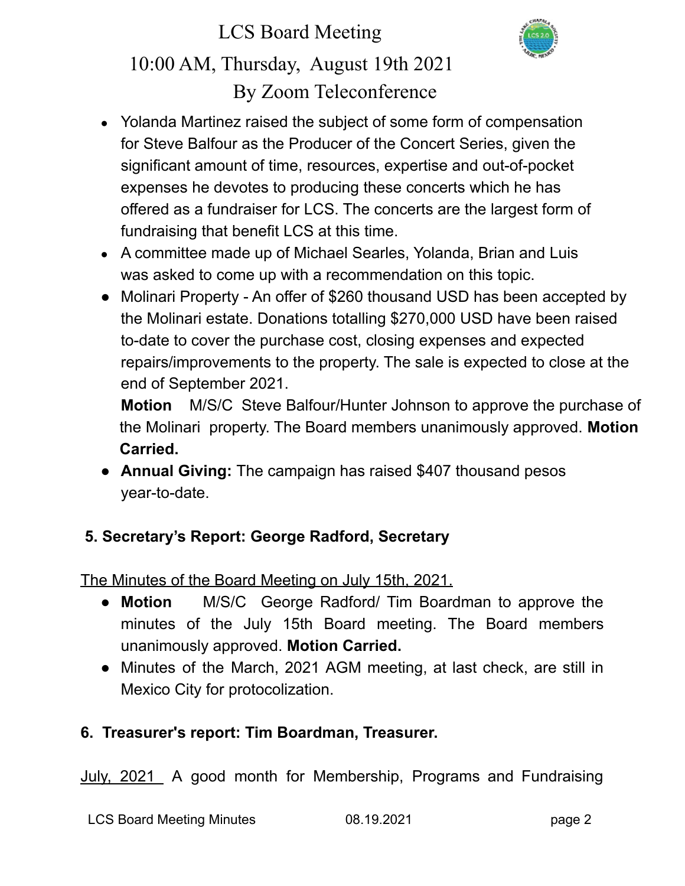- Yolanda Martinez raised the subject of some form of compensation for Steve Balfour as the Producer of the Concert Series, given the significant amount of time, resources, expertise and out-of-pocket expenses he devotes to producing these concerts which he has offered as a fundraiser for LCS. The concerts are the largest form of fundraising that benefit LCS at this time.
- A committee made up of Michael Searles, Yolanda, Brian and Luis was asked to come up with a recommendation on this topic.
- Molinari Property - An offer of $260 thousand USD has been accepted by the Molinari estate. Donations totalling $270,000 USD have been raised to-date to cover the purchase cost, closing expenses and expected repairs/improvements to the property. The sale is expected to close at the end of September 2021.

  **Motion** M/S/C Steve Balfour/Hunter Johnson to approve the purchase of the Molinari property. The Board members unanimously approved. **Motion Carried.**
- **Annual Giving:** The campaign has raised $407 thousand pesos year-to-date.

## 5. Secretary's Report: George Radford, Secretary

<u>The Minutes of the Board Meeting on July 15th, 2021.</u>

- **Motion** M/S/C George Radford/ Tim Boardman to approve the minutes of the July 15th Board meeting. The Board members unanimously approved. **Motion Carried.**
- Minutes of the March, 2021 AGM meeting, at last check, are still in Mexico City for protocolization.

## 6. Treasurer's report: Tim Boardman, Treasurer.

<u>July, 2021</u> A good month for Membership, Programs and Fundraising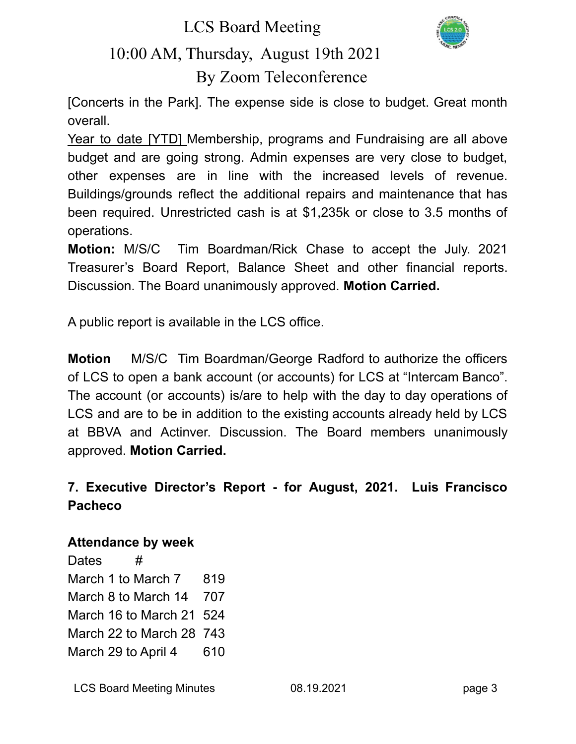[Concerts in the Park]. The expense side is close to budget. Great month overall.

Year to date [YTD] Membership, programs and Fundraising are all above budget and are going strong. Admin expenses are very close to budget, other expenses are in line with the increased levels of revenue. Buildings/grounds reflect the additional repairs and maintenance that has been required. Unrestricted cash is at $1,235k or close to 3.5 months of operations.

**Motion:** M/S/C Tim Boardman/Rick Chase to accept the July. 2021 Treasurer's Board Report, Balance Sheet and other financial reports. Discussion. The Board unanimously approved. **Motion Carried.**

A public report is available in the LCS office.

**Motion** M/S/C Tim Boardman/George Radford to authorize the officers of LCS to open a bank account (or accounts) for LCS at "Intercam Banco". The account (or accounts) is/are to help with the day to day operations of LCS and are to be in addition to the existing accounts already held by LCS at BBVA and Actinver. Discussion. The Board members unanimously approved. **Motion Carried.**

### 7. Executive Director's Report - for August, 2021. Luis Francisco Pacheco

**Attendance by week**

| Dates | # |
|---|---|
| March 1 to March 7 | 819 |
| March 8 to March 14 | 707 |
| March 16 to March 21 | 524 |
| March 22 to March 28 | 743 |
| March 29 to April 4 | 610 |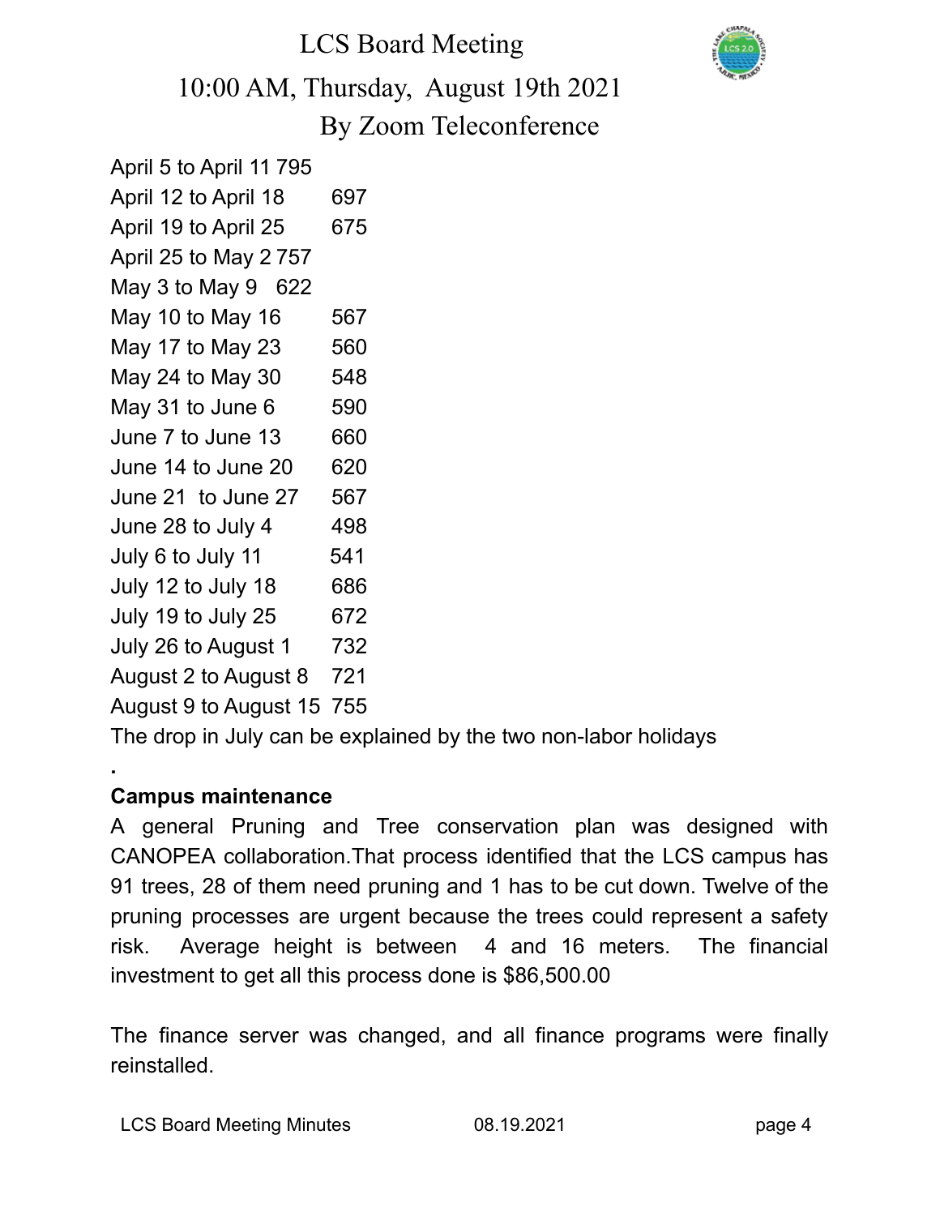April 5 to April 11 795
April 12 to April 18 697
April 19 to April 25 675
April 25 to May 2 757
May 3 to May 9 622
May 10 to May 16 567
May 17 to May 23 560
May 24 to May 30 548
May 31 to June 6 590
June 7 to June 13 660
June 14 to June 20 620
June 21 to June 27 567
June 28 to July 4 498
July 6 to July 11 541
July 12 to July 18 686
July 19 to July 25 672
July 26 to August 1 732
August 2 to August 8 721
August 9 to August 15 755

The drop in July can be explained by the two non-labor holidays

.

**Campus maintenance**

A general Pruning and Tree conservation plan was designed with CANOPEA collaboration.That process identified that the LCS campus has 91 trees, 28 of them need pruning and 1 has to be cut down. Twelve of the pruning processes are urgent because the trees could represent a safety risk. Average height is between 4 and 16 meters. The financial investment to get all this process done is $86,500.00

The finance server was changed, and all finance programs were finally reinstalled.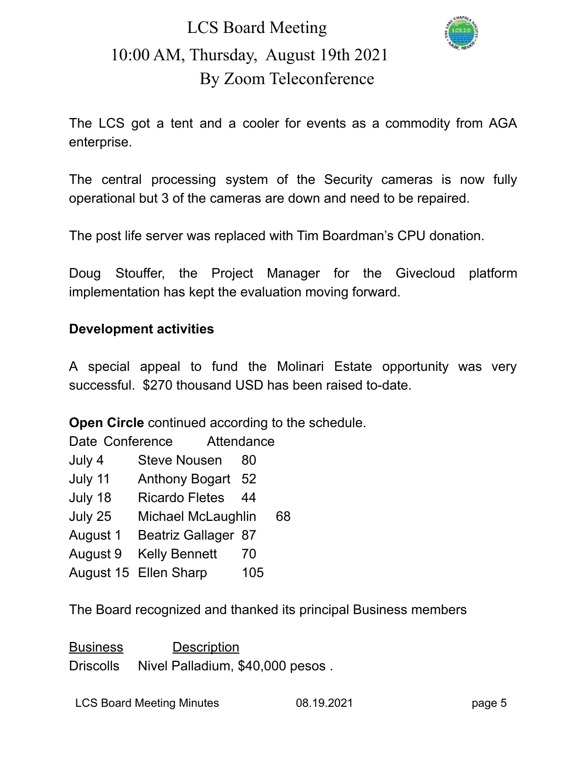The LCS got a tent and a cooler for events as a commodity from AGA enterprise.

The central processing system of the Security cameras is now fully operational but 3 of the cameras are down and need to be repaired.

The post life server was replaced with Tim Boardman's CPU donation.

Doug Stouffer, the Project Manager for the Givecloud platform implementation has kept the evaluation moving forward.

**Development activities**

A special appeal to fund the Molinari Estate opportunity was very successful. $270 thousand USD has been raised to-date.

**Open Circle** continued according to the schedule.

| Date | Conference | Attendance |
|---|---|---|
| July 4 | Steve Nousen | 80 |
| July 11 | Anthony Bogart | 52 |
| July 18 | Ricardo Fletes | 44 |
| July 25 | Michael McLaughlin | 68 |
| August 1 | Beatriz Gallager | 87 |
| August 9 | Kelly Bennett | 70 |
| August 15 | Ellen Sharp | 105 |

The Board recognized and thanked its principal Business members

| Business | Description |
|---|---|
| Driscolls | Nivel Palladium, $40,000 pesos . |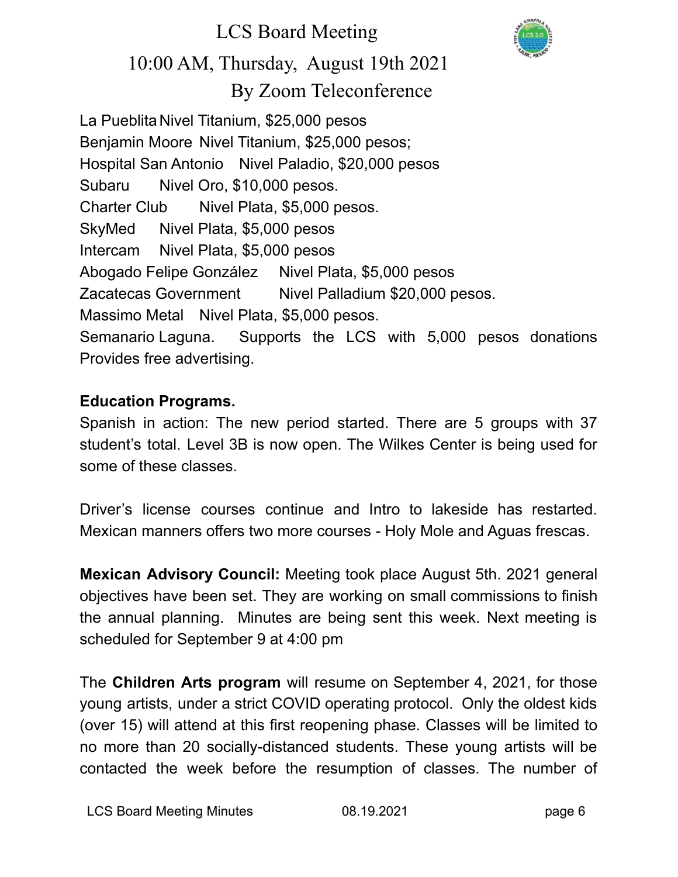La Pueblita Nivel Titanium, $25,000 pesos
Benjamin Moore Nivel Titanium, $25,000 pesos;
Hospital San Antonio Nivel Paladio, $20,000 pesos
Subaru Nivel Oro, $10,000 pesos.
Charter Club Nivel Plata, $5,000 pesos.
SkyMed Nivel Plata, $5,000 pesos
Intercam Nivel Plata, $5,000 pesos
Abogado Felipe González Nivel Plata, $5,000 pesos
Zacatecas Government Nivel Palladium $20,000 pesos.
Massimo Metal Nivel Plata, $5,000 pesos.
Semanario Laguna. Supports the LCS with 5,000 pesos donations Provides free advertising.

**Education Programs.**

Spanish in action: The new period started. There are 5 groups with 37 student's total. Level 3B is now open. The Wilkes Center is being used for some of these classes.

Driver's license courses continue and Intro to lakeside has restarted. Mexican manners offers two more courses - Holy Mole and Aguas frescas.

**Mexican Advisory Council:** Meeting took place August 5th. 2021 general objectives have been set. They are working on small commissions to finish the annual planning. Minutes are being sent this week. Next meeting is scheduled for September 9 at 4:00 pm

The **Children Arts program** will resume on September 4, 2021, for those young artists, under a strict COVID operating protocol. Only the oldest kids (over 15) will attend at this first reopening phase. Classes will be limited to no more than 20 socially-distanced students. These young artists will be contacted the week before the resumption of classes. The number of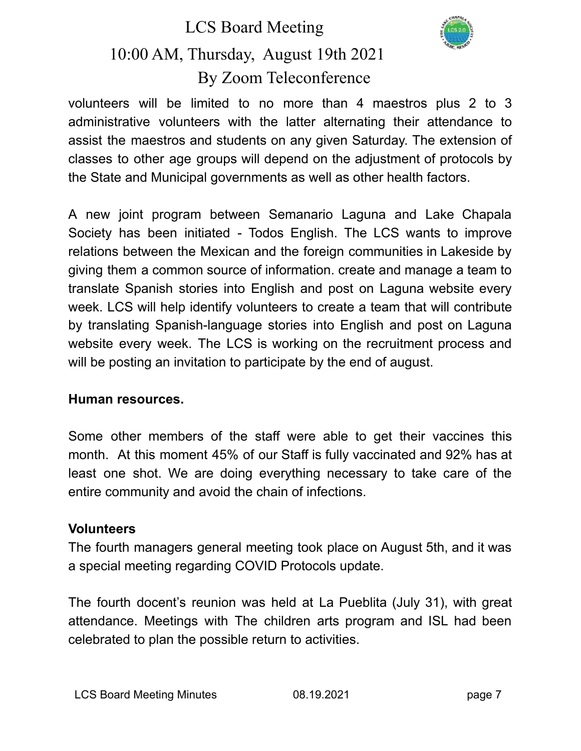volunteers will be limited to no more than 4 maestros plus 2 to 3 administrative volunteers with the latter alternating their attendance to assist the maestros and students on any given Saturday. The extension of classes to other age groups will depend on the adjustment of protocols by the State and Municipal governments as well as other health factors.

A new joint program between Semanario Laguna and Lake Chapala Society has been initiated - Todos English. The LCS wants to improve relations between the Mexican and the foreign communities in Lakeside by giving them a common source of information. create and manage a team to translate Spanish stories into English and post on Laguna website every week. LCS will help identify volunteers to create a team that will contribute by translating Spanish-language stories into English and post on Laguna website every week. The LCS is working on the recruitment process and will be posting an invitation to participate by the end of august.

**Human resources.**

Some other members of the staff were able to get their vaccines this month. At this moment 45% of our Staff is fully vaccinated and 92% has at least one shot. We are doing everything necessary to take care of the entire community and avoid the chain of infections.

**Volunteers**

The fourth managers general meeting took place on August 5th, and it was a special meeting regarding COVID Protocols update.

The fourth docent's reunion was held at La Pueblita (July 31), with great attendance. Meetings with The children arts program and ISL had been celebrated to plan the possible return to activities.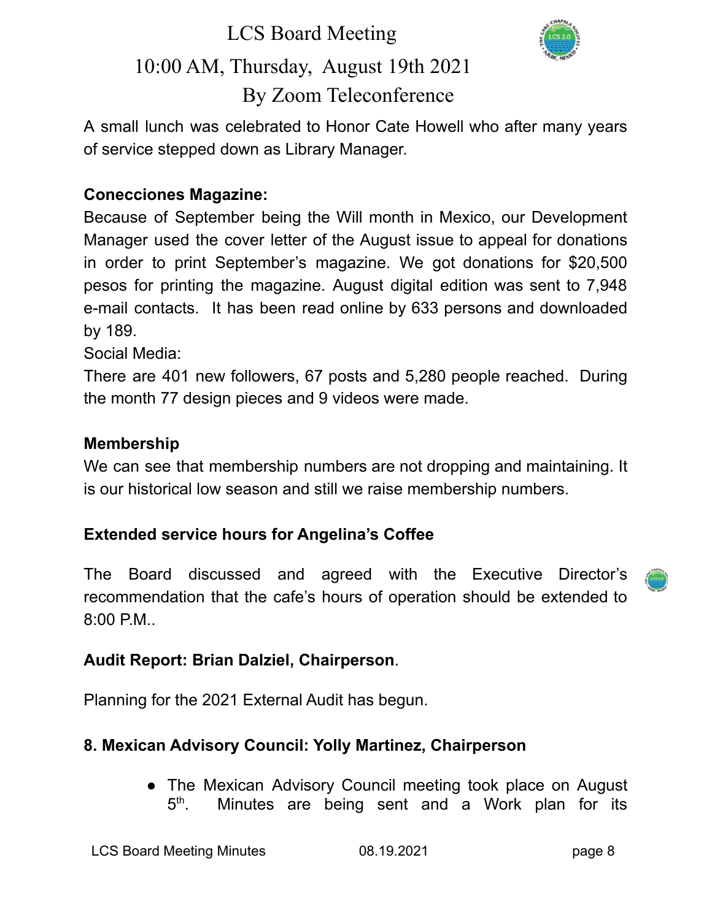A small lunch was celebrated to Honor Cate Howell who after many years of service stepped down as Library Manager.

**Conecciones Magazine:**

Because of September being the Will month in Mexico, our Development Manager used the cover letter of the August issue to appeal for donations in order to print September's magazine. We got donations for $20,500 pesos for printing the magazine. August digital edition was sent to 7,948 e-mail contacts. It has been read online by 633 persons and downloaded by 189.

Social Media:

There are 401 new followers, 67 posts and 5,280 people reached. During the month 77 design pieces and 9 videos were made.

**Membership**

We can see that membership numbers are not dropping and maintaining. It is our historical low season and still we raise membership numbers.

**Extended service hours for Angelina's Coffee**

The Board discussed and agreed with the Executive Director's recommendation that the cafe's hours of operation should be extended to 8:00 P.M..

**Audit Report: Brian Dalziel, Chairperson**.

Planning for the 2021 External Audit has begun.

**8. Mexican Advisory Council: Yolly Martinez, Chairperson**

- The Mexican Advisory Council meeting took place on August 5th. Minutes are being sent and a Work plan for its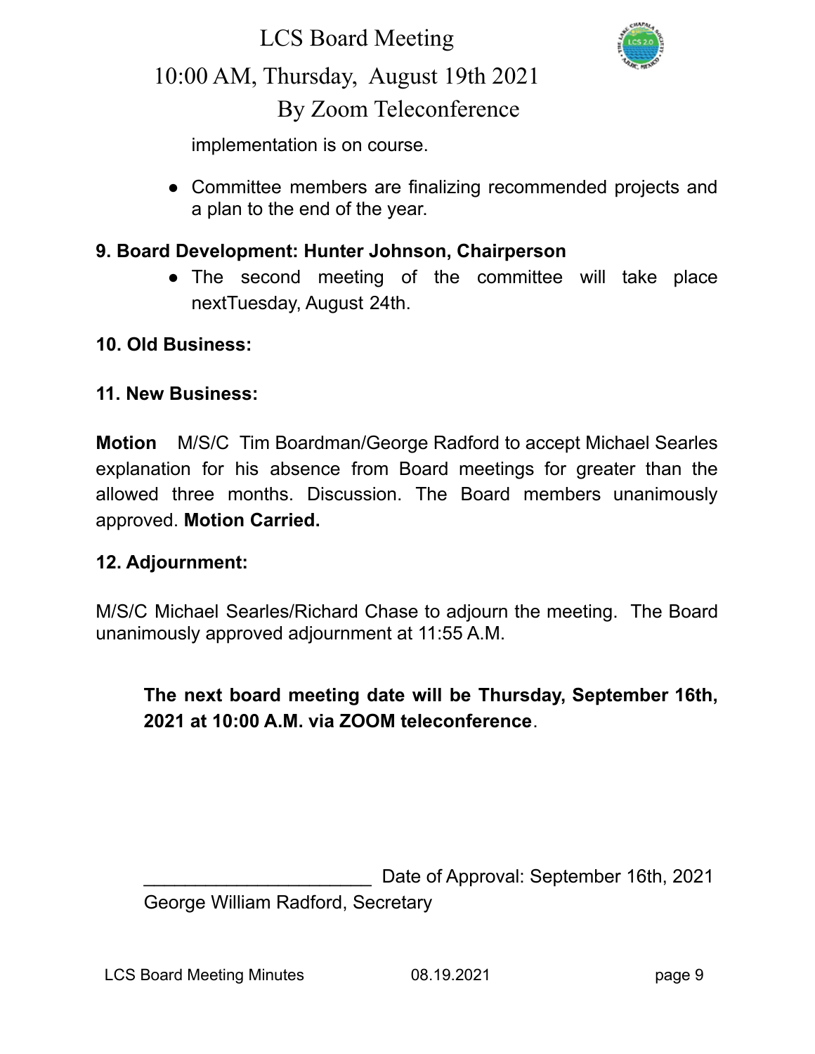implementation is on course.

- Committee members are finalizing recommended projects and a plan to the end of the year.

**9. Board Development: Hunter Johnson, Chairperson**

- The second meeting of the committee will take place nextTuesday, August 24th.

**10. Old Business:**

**11. New Business:**

**Motion** M/S/C Tim Boardman/George Radford to accept Michael Searles explanation for his absence from Board meetings for greater than the allowed three months. Discussion. The Board members unanimously approved. **Motion Carried.**

**12. Adjournment:**

M/S/C Michael Searles/Richard Chase to adjourn the meeting. The Board unanimously approved adjournment at 11:55 A.M.

**The next board meeting date will be Thursday, September 16th, 2021 at 10:00 A.M. via ZOOM teleconference**.

______________________ Date of Approval: September 16th, 2021

George William Radford, Secretary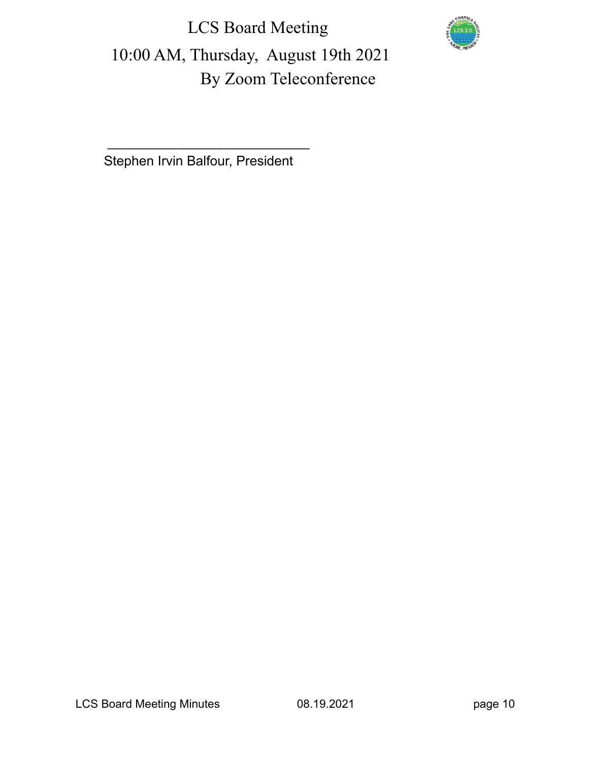LCS Board Meeting

10:00 AM, Thursday, August 19th 2021

By Zoom Teleconference

\_\_\_\_\_\_\_\_\_\_\_\_\_\_\_\_\_\_\_\_\_\_\_\_\_\_\_\_

Stephen Irvin Balfour, President